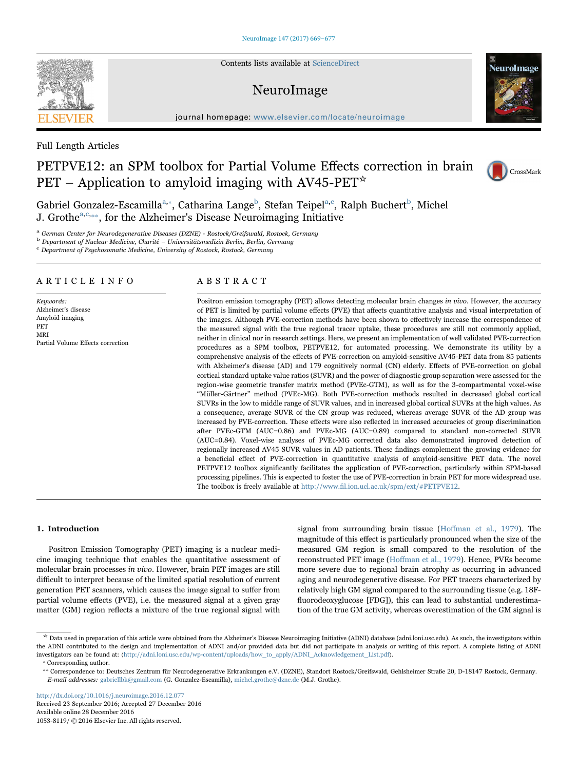Full Length Articles

# PETPVE12: an SPM toolbox for Partial Volume Effects correction in brain PET – Application to amyloid imaging with AV45-PET[☆]

Gabriel Gonzalez-Escamilla[a,*], Catharina Lange[b], Stefan Teipel[a,c], Ralph Buchert[b], Michel J. Grothe[a,c,**], for the Alzheimer's Disease Neuroimaging Initiative

[a] German Center for Neurodegenerative Diseases (DZNE) - Rostock/Greifswald, Rostock, Germany
[b] Department of Nuclear Medicine, Charité – Universitätsmedizin Berlin, Berlin, Germany
[c] Department of Psychosomatic Medicine, University of Rostock, Rostock, Germany

## ARTICLE INFO

*Keywords:*
Alzheimer's disease
Amyloid imaging
PET
MRI
Partial Volume Effects correction

## ABSTRACT

Positron emission tomography (PET) allows detecting molecular brain changes *in vivo*. However, the accuracy of PET is limited by partial volume effects (PVE) that affects quantitative analysis and visual interpretation of the images. Although PVE-correction methods have been shown to effectively increase the correspondence of the measured signal with the true regional tracer uptake, these procedures are still not commonly applied, neither in clinical nor in research settings. Here, we present an implementation of well validated PVE-correction procedures as a SPM toolbox, PETPVE12, for automated processing. We demonstrate its utility by a comprehensive analysis of the effects of PVE-correction on amyloid-sensitive AV45-PET data from 85 patients with Alzheimer's disease (AD) and 179 cognitively normal (CN) elderly. Effects of PVE-correction on global cortical standard uptake value ratios (SUVR) and the power of diagnostic group separation were assessed for the region-wise geometric transfer matrix method (PVEc-GTM), as well as for the 3-compartmental voxel-wise "Müller-Gärtner" method (PVEc-MG). Both PVE-correction methods resulted in decreased global cortical SUVRs in the low to middle range of SUVR values, and in increased global cortical SUVRs at the high values. As a consequence, average SUVR of the CN group was reduced, whereas average SUVR of the AD group was increased by PVE-correction. These effects were also reflected in increased accuracies of group discrimination after PVEc-GTM (AUC=0.86) and PVEc-MG (AUC=0.89) compared to standard non-corrected SUVR (AUC=0.84). Voxel-wise analyses of PVEc-MG corrected data also demonstrated improved detection of regionally increased AV45 SUVR values in AD patients. These findings complement the growing evidence for a beneficial effect of PVE-correction in quantitative analysis of amyloid-sensitive PET data. The novel PETPVE12 toolbox significantly facilitates the application of PVE-correction, particularly within SPM-based processing pipelines. This is expected to foster the use of PVE-correction in brain PET for more widespread use. The toolbox is freely available at http://www.fil.ion.ucl.ac.uk/spm/ext/#PETPVE12.

## 1. Introduction

Positron Emission Tomography (PET) imaging is a nuclear medicine imaging technique that enables the quantitative assessment of molecular brain processes *in vivo*. However, brain PET images are still difficult to interpret because of the limited spatial resolution of current generation PET scanners, which causes the image signal to suffer from partial volume effects (PVE), i.e. the measured signal at a given gray matter (GM) region reflects a mixture of the true regional signal with signal from surrounding brain tissue (Hoffman et al., 1979). The magnitude of this effect is particularly pronounced when the size of the measured GM region is small compared to the resolution of the reconstructed PET image (Hoffman et al., 1979). Hence, PVEs become more severe due to regional brain atrophy as occurring in advanced aging and neurodegenerative disease. For PET tracers characterized by relatively high GM signal compared to the surrounding tissue (e.g. 18F-fluorodeoxyglucose [FDG]), this can lead to substantial underestimation of the true GM activity, whereas overestimation of the GM signal is

---

[☆] Data used in preparation of this article were obtained from the Alzheimer's Disease Neuroimaging Initiative (ADNI) database (adni.loni.usc.edu). As such, the investigators within the ADNI contributed to the design and implementation of ADNI and/or provided data but did not participate in analysis or writing of this report. A complete listing of ADNI investigators can be found at: (http://adni.loni.usc.edu/wp-content/uploads/how_to_apply/ADNI_Acknowledgement_List.pdf).

[*] Corresponding author.

[**] Correspondence to: Deutsches Zentrum für Neurodegenerative Erkrankungen e.V. (DZNE), Standort Rostock/Greifswald, Gehlsheimer Straße 20, D-18147 Rostock, Germany.
*E-mail addresses:* gabriellbk@gmail.com (G. Gonzalez-Escamilla), michel.grothe@dzne.de (M.J. Grothe).

http://dx.doi.org/10.1016/j.neuroimage.2016.12.077
Received 23 September 2016; Accepted 27 December 2016
Available online 28 December 2016
1053-8119/ © 2016 Elsevier Inc. All rights reserved.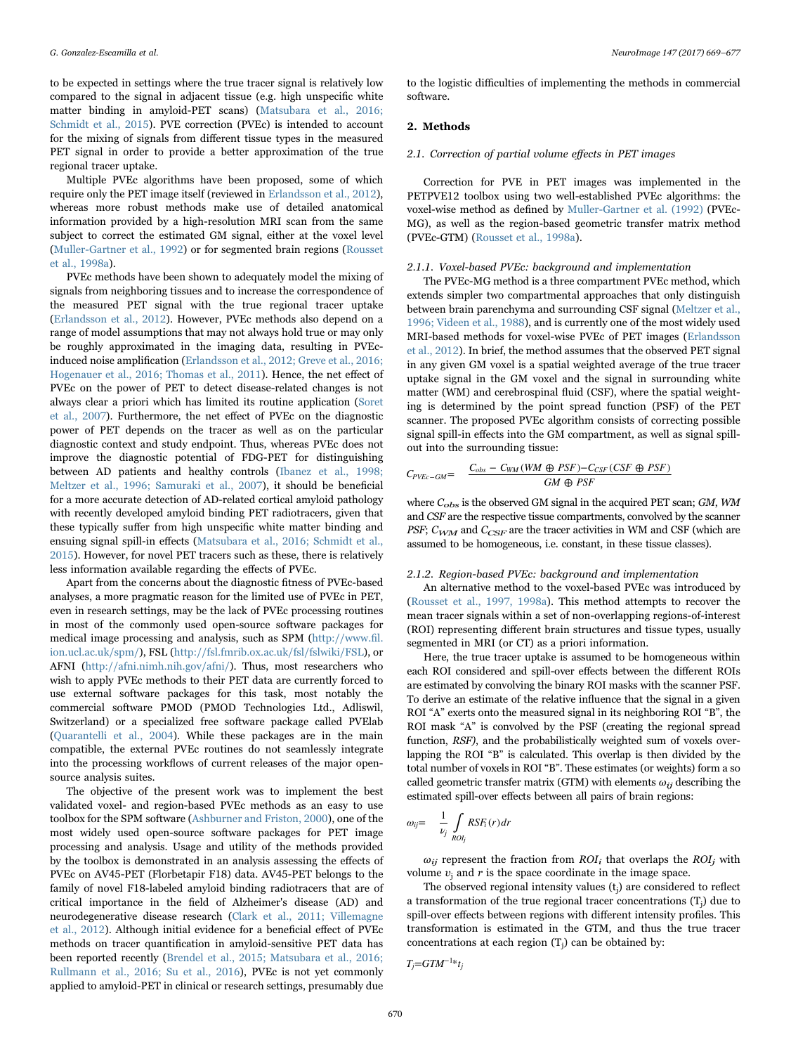to be expected in settings where the true tracer signal is relatively low compared to the signal in adjacent tissue (e.g. high unspecific white matter binding in amyloid-PET scans) (Matsubara et al., 2016; Schmidt et al., 2015). PVE correction (PVEc) is intended to account for the mixing of signals from different tissue types in the measured PET signal in order to provide a better approximation of the true regional tracer uptake.

Multiple PVEc algorithms have been proposed, some of which require only the PET image itself (reviewed in Erlandsson et al., 2012), whereas more robust methods make use of detailed anatomical information provided by a high-resolution MRI scan from the same subject to correct the estimated GM signal, either at the voxel level (Muller-Gartner et al., 1992) or for segmented brain regions (Rousset et al., 1998a).

PVEc methods have been shown to adequately model the mixing of signals from neighboring tissues and to increase the correspondence of the measured PET signal with the true regional tracer uptake (Erlandsson et al., 2012). However, PVEc methods also depend on a range of model assumptions that may not always hold true or may only be roughly approximated in the imaging data, resulting in PVEc-induced noise amplification (Erlandsson et al., 2012; Greve et al., 2016; Hogenauer et al., 2016; Thomas et al., 2011). Hence, the net effect of PVEc on the power of PET to detect disease-related changes is not always clear a priori which has limited its routine application (Soret et al., 2007). Furthermore, the net effect of PVEc on the diagnostic power of PET depends on the tracer as well as on the particular diagnostic context and study endpoint. Thus, whereas PVEc does not improve the diagnostic potential of FDG-PET for distinguishing between AD patients and healthy controls (Ibanez et al., 1998; Meltzer et al., 1996; Samuraki et al., 2007), it should be beneficial for a more accurate detection of AD-related cortical amyloid pathology with recently developed amyloid binding PET radiotracers, given that these typically suffer from high unspecific white matter binding and ensuing signal spill-in effects (Matsubara et al., 2016; Schmidt et al., 2015). However, for novel PET tracers such as these, there is relatively less information available regarding the effects of PVEc.

Apart from the concerns about the diagnostic fitness of PVEc-based analyses, a more pragmatic reason for the limited use of PVEc in PET, even in research settings, may be the lack of PVEc processing routines in most of the commonly used open-source software packages for medical image processing and analysis, such as SPM (http://www.fil.ion.ucl.ac.uk/spm/), FSL (http://fsl.fmrib.ox.ac.uk/fsl/fslwiki/FSL), or AFNI (http://afni.nimh.nih.gov/afni/). Thus, most researchers who wish to apply PVEc methods to their PET data are currently forced to use external software packages for this task, most notably the commercial software PMOD (PMOD Technologies Ltd., Adliswil, Switzerland) or a specialized free software package called PVElab (Quarantelli et al., 2004). While these packages are in the main compatible, the external PVEc routines do not seamlessly integrate into the processing workflows of current releases of the major open-source analysis suites.

The objective of the present work was to implement the best validated voxel- and region-based PVEc methods as an easy to use toolbox for the SPM software (Ashburner and Friston, 2000), one of the most widely used open-source software packages for PET image processing and analysis. Usage and utility of the methods provided by the toolbox is demonstrated in an analysis assessing the effects of PVEc on AV45-PET (Florbetapir F18) data. AV45-PET belongs to the family of novel F18-labeled amyloid binding radiotracers that are of critical importance in the field of Alzheimer's disease (AD) and neurodegenerative disease research (Clark et al., 2011; Villemagne et al., 2012). Although initial evidence for a beneficial effect of PVEc methods on tracer quantification in amyloid-sensitive PET data has been reported recently (Brendel et al., 2015; Matsubara et al., 2016; Rullmann et al., 2016; Su et al., 2016), PVEc is not yet commonly applied to amyloid-PET in clinical or research settings, presumably due to the logistic difficulties of implementing the methods in commercial software.

## 2. Methods

### 2.1. Correction of partial volume effects in PET images

Correction for PVE in PET images was implemented in the PETPVE12 toolbox using two well-established PVEc algorithms: the voxel-wise method as defined by Muller-Gartner et al. (1992) (PVEc-MG), as well as the region-based geometric transfer matrix method (PVEc-GTM) (Rousset et al., 1998a).

#### 2.1.1. Voxel-based PVEc: background and implementation

The PVEc-MG method is a three compartment PVEc method, which extends simpler two compartmental approaches that only distinguish between brain parenchyma and surrounding CSF signal (Meltzer et al., 1996; Videen et al., 1988), and is currently one of the most widely used MRI-based methods for voxel-wise PVEc of PET images (Erlandsson et al., 2012). In brief, the method assumes that the observed PET signal in any given GM voxel is a spatial weighted average of the true tracer uptake signal in the GM voxel and the signal in surrounding white matter (WM) and cerebrospinal fluid (CSF), where the spatial weighting is determined by the point spread function (PSF) of the PET scanner. The proposed PVEc algorithm consists of correcting possible signal spill-in effects into the GM compartment, as well as signal spill-out into the surrounding tissue:

$$C_{PVEc-GM} = \frac{C_{obs} - C_{WM}(WM \oplus PSF) - C_{CSF}(CSF \oplus PSF)}{GM \oplus PSF}$$

where $C_{obs}$ is the observed GM signal in the acquired PET scan; *GM*, *WM* and *CSF* are the respective tissue compartments, convolved by the scanner *PSF*; $C_{WM}$ and $C_{CSF}$ are the tracer activities in WM and CSF (which are assumed to be homogeneous, i.e. constant, in these tissue classes).

#### 2.1.2. Region-based PVEc: background and implementation

An alternative method to the voxel-based PVEc was introduced by (Rousset et al., 1997, 1998a). This method attempts to recover the mean tracer signals within a set of non-overlapping regions-of-interest (ROI) representing different brain structures and tissue types, usually segmented in MRI (or CT) as a priori information.

Here, the true tracer uptake is assumed to be homogeneous within each ROI considered and spill-over effects between the different ROIs are estimated by convolving the binary ROI masks with the scanner PSF. To derive an estimate of the relative influence that the signal in a given ROI "A" exerts onto the measured signal in its neighboring ROI "B", the ROI mask "A" is convolved by the PSF (creating the regional spread function, *RSF)*, and the probabilistically weighted sum of voxels overlapping the ROI "B" is calculated. This overlap is then divided by the total number of voxels in ROI "B". These estimates (or weights) form a so called geometric transfer matrix (GTM) with elements $\omega_{ij}$ describing the estimated spill-over effects between all pairs of brain regions:

$$\omega_{ij} = \frac{1}{v_j} \int_{ROI_j} RSF_i(r)\,dr$$

$\omega_{ij}$ represent the fraction from $ROI_i$ that overlaps the $ROI_j$ with volume $v_j$ and $r$ is the space coordinate in the image space.

The observed regional intensity values ($t_j$) are considered to reflect a transformation of the true regional tracer concentrations ($T_j$) due to spill-over effects between regions with different intensity profiles. This transformation is estimated in the GTM, and thus the true tracer concentrations at each region ($T_j$) can be obtained by:

$$T_j = GTM^{-1} * t_j$$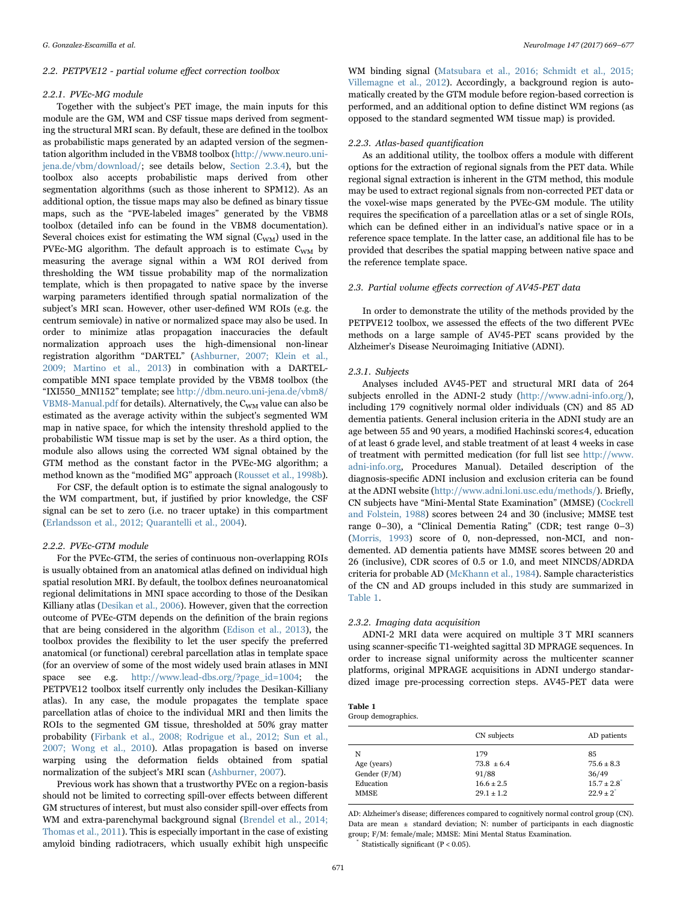### 2.2. PETPVE12 - partial volume effect correction toolbox

#### 2.2.1. PVEc-MG module

Together with the subject's PET image, the main inputs for this module are the GM, WM and CSF tissue maps derived from segmenting the structural MRI scan. By default, these are defined in the toolbox as probabilistic maps generated by an adapted version of the segmentation algorithm included in the VBM8 toolbox (http://www.neuro.uni-jena.de/vbm/download/; see details below, Section 2.3.4), but the toolbox also accepts probabilistic maps derived from other segmentation algorithms (such as those inherent to SPM12). As an additional option, the tissue maps may also be defined as binary tissue maps, such as the "PVE-labeled images" generated by the VBM8 toolbox (detailed info can be found in the VBM8 documentation). Several choices exist for estimating the WM signal ($C_{WM}$) used in the PVEc-MG algorithm. The default approach is to estimate $C_{WM}$ by measuring the average signal within a WM ROI derived from thresholding the WM tissue probability map of the normalization template, which is then propagated to native space by the inverse warping parameters identified through spatial normalization of the subject's MRI scan. However, other user-defined WM ROIs (e.g. the centrum semiovale) in native or normalized space may also be used. In order to minimize atlas propagation inaccuracies the default normalization approach uses the high-dimensional non-linear registration algorithm "DARTEL" (Ashburner, 2007; Klein et al., 2009; Martino et al., 2013) in combination with a DARTEL-compatible MNI space template provided by the VBM8 toolbox (the "IXI550_MNI152" template; see http://dbm.neuro.uni-jena.de/vbm8/VBM8-Manual.pdf for details). Alternatively, the $C_{WM}$ value can also be estimated as the average activity within the subject's segmented WM map in native space, for which the intensity threshold applied to the probabilistic WM tissue map is set by the user. As a third option, the module also allows using the corrected WM signal obtained by the GTM method as the constant factor in the PVEc-MG algorithm; a method known as the "modified MG" approach (Rousset et al., 1998b).

For CSF, the default option is to estimate the signal analogously to the WM compartment, but, if justified by prior knowledge, the CSF signal can be set to zero (i.e. no tracer uptake) in this compartment (Erlandsson et al., 2012; Quarantelli et al., 2004).

#### 2.2.2. PVEc-GTM module

For the PVEc-GTM, the series of continuous non-overlapping ROIs is usually obtained from an anatomical atlas defined on individual high spatial resolution MRI. By default, the toolbox defines neuroanatomical regional delimitations in MNI space according to those of the Desikan Killiany atlas (Desikan et al., 2006). However, given that the correction outcome of PVEc-GTM depends on the definition of the brain regions that are being considered in the algorithm (Edison et al., 2013), the toolbox provides the flexibility to let the user specify the preferred anatomical (or functional) cerebral parcellation atlas in template space (for an overview of some of the most widely used brain atlases in MNI space see e.g. http://www.lead-dbs.org/?page_id=1004; the PETPVE12 toolbox itself currently only includes the Desikan-Killiany atlas). In any case, the module propagates the template space parcellation atlas of choice to the individual MRI and then limits the ROIs to the segmented GM tissue, thresholded at 50% gray matter probability (Firbank et al., 2008; Rodrigue et al., 2012; Sun et al., 2007; Wong et al., 2010). Atlas propagation is based on inverse warping using the deformation fields obtained from spatial normalization of the subject's MRI scan (Ashburner, 2007).

Previous work has shown that a trustworthy PVEc on a region-basis should not be limited to correcting spill-over effects between different GM structures of interest, but must also consider spill-over effects from WM and extra-parenchymal background signal (Brendel et al., 2014; Thomas et al., 2011). This is especially important in the case of existing amyloid binding radiotracers, which usually exhibit high unspecific WM binding signal (Matsubara et al., 2016; Schmidt et al., 2015; Villemagne et al., 2012). Accordingly, a background region is automatically created by the GTM module before region-based correction is performed, and an additional option to define distinct WM regions (as opposed to the standard segmented WM tissue map) is provided.

#### 2.2.3. Atlas-based quantification

As an additional utility, the toolbox offers a module with different options for the extraction of regional signals from the PET data. While regional signal extraction is inherent in the GTM method, this module may be used to extract regional signals from non-corrected PET data or the voxel-wise maps generated by the PVEc-GM module. The utility requires the specification of a parcellation atlas or a set of single ROIs, which can be defined either in an individual's native space or in a reference space template. In the latter case, an additional file has to be provided that describes the spatial mapping between native space and the reference template space.

### 2.3. Partial volume effects correction of AV45-PET data

In order to demonstrate the utility of the methods provided by the PETPVE12 toolbox, we assessed the effects of the two different PVEc methods on a large sample of AV45-PET scans provided by the Alzheimer's Disease Neuroimaging Initiative (ADNI).

#### 2.3.1. Subjects

Analyses included AV45-PET and structural MRI data of 264 subjects enrolled in the ADNI-2 study (http://www.adni-info.org/), including 179 cognitively normal older individuals (CN) and 85 AD dementia patients. General inclusion criteria in the ADNI study are an age between 55 and 90 years, a modified Hachinski score≤4, education of at least 6 grade level, and stable treatment of at least 4 weeks in case of treatment with permitted medication (for full list see http://www.adni-info.org, Procedures Manual). Detailed description of the diagnosis-specific ADNI inclusion and exclusion criteria can be found at the ADNI website (http://www.adni.loni.usc.edu/methods/). Briefly, CN subjects have "Mini-Mental State Examination" (MMSE) (Cockrell and Folstein, 1988) scores between 24 and 30 (inclusive; MMSE test range 0–30), a "Clinical Dementia Rating" (CDR; test range 0–3) (Morris, 1993) score of 0, non-depressed, non-MCI, and non-demented. AD dementia patients have MMSE scores between 20 and 26 (inclusive), CDR scores of 0.5 or 1.0, and meet NINCDS/ADRDA criteria for probable AD (McKhann et al., 1984). Sample characteristics of the CN and AD groups included in this study are summarized in Table 1.

#### 2.3.2. Imaging data acquisition

ADNI-2 MRI data were acquired on multiple 3 T MRI scanners using scanner-specific T1-weighted sagittal 3D MPRAGE sequences. In order to increase signal uniformity across the multicenter scanner platforms, original MPRAGE acquisitions in ADNI undergo standardized image pre-processing correction steps. AV45-PET data were

**Table 1**
Group demographics.

| | CN subjects | AD patients |
|---|---|---|
| N | 179 | 85 |
| Age (years) | 73.8 ± 6.4 | 75.6 ± 8.3 |
| Gender (F/M) | 91/88 | 36/49 |
| Education | 16.6 ± 2.5 | 15.7 ± 2.8* |
| MMSE | 29.1 ± 1.2 | 22.9 ± 2* |

AD: Alzheimer's disease; differences compared to cognitively normal control group (CN). Data are mean ± standard deviation; N: number of participants in each diagnostic group; F/M: female/male; MMSE: Mini Mental Status Examination.

* Statistically significant ($P < 0.05$).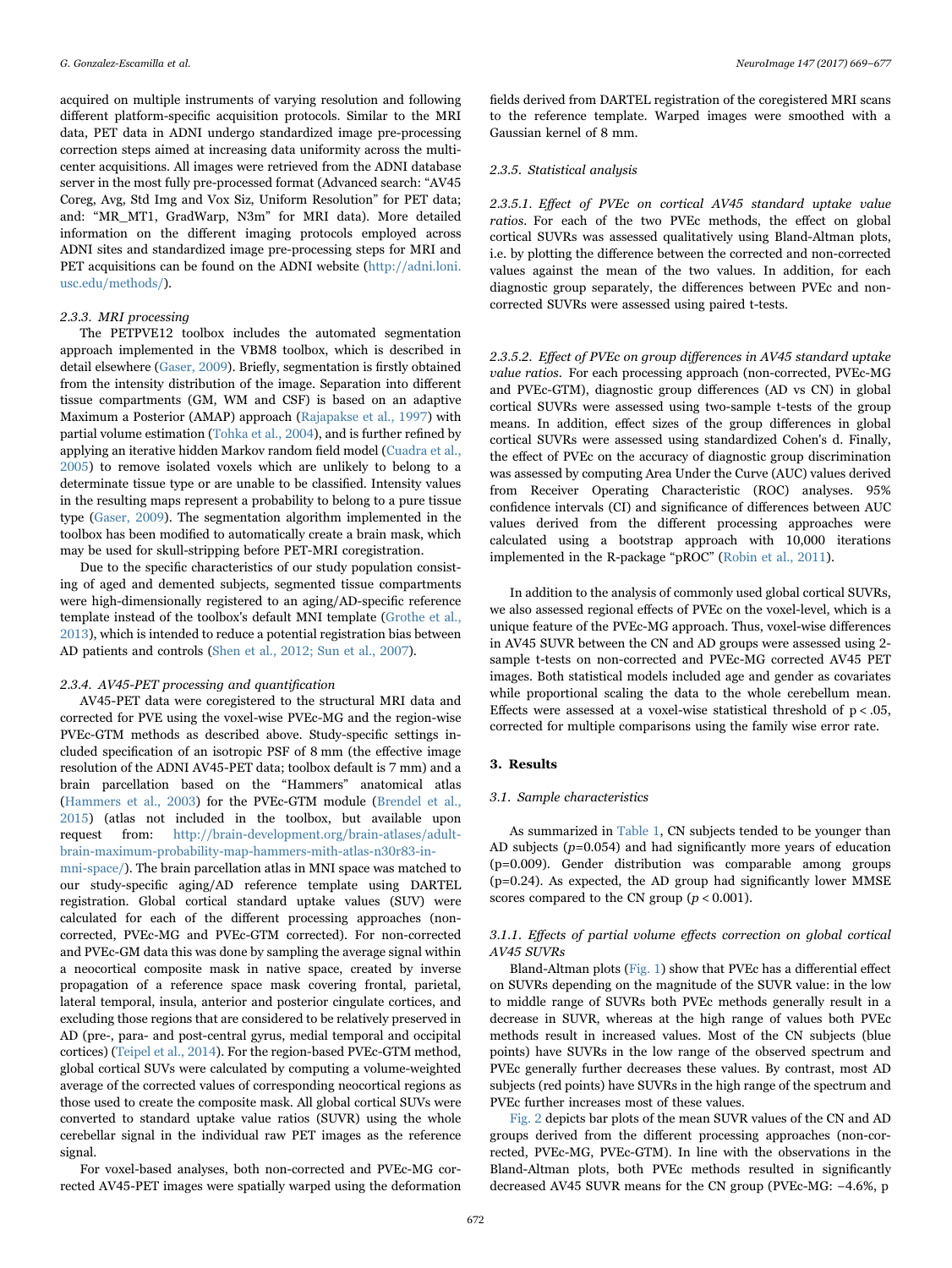acquired on multiple instruments of varying resolution and following different platform-specific acquisition protocols. Similar to the MRI data, PET data in ADNI undergo standardized image pre-processing correction steps aimed at increasing data uniformity across the multi-center acquisitions. All images were retrieved from the ADNI database server in the most fully pre-processed format (Advanced search: "AV45 Coreg, Avg, Std Img and Vox Siz, Uniform Resolution" for PET data; and: "MR_MT1, GradWarp, N3m" for MRI data). More detailed information on the different imaging protocols employed across ADNI sites and standardized image pre-processing steps for MRI and PET acquisitions can be found on the ADNI website (http://adni.loni.usc.edu/methods/).

#### 2.3.3. MRI processing

The PETPVE12 toolbox includes the automated segmentation approach implemented in the VBM8 toolbox, which is described in detail elsewhere (Gaser, 2009). Briefly, segmentation is firstly obtained from the intensity distribution of the image. Separation into different tissue compartments (GM, WM and CSF) is based on an adaptive Maximum a Posterior (AMAP) approach (Rajapakse et al., 1997) with partial volume estimation (Tohka et al., 2004), and is further refined by applying an iterative hidden Markov random field model (Cuadra et al., 2005) to remove isolated voxels which are unlikely to belong to a determinate tissue type or are unable to be classified. Intensity values in the resulting maps represent a probability to belong to a pure tissue type (Gaser, 2009). The segmentation algorithm implemented in the toolbox has been modified to automatically create a brain mask, which may be used for skull-stripping before PET-MRI coregistration.

Due to the specific characteristics of our study population consisting of aged and demented subjects, segmented tissue compartments were high-dimensionally registered to an aging/AD-specific reference template instead of the toolbox's default MNI template (Grothe et al., 2013), which is intended to reduce a potential registration bias between AD patients and controls (Shen et al., 2012; Sun et al., 2007).

#### 2.3.4. AV45-PET processing and quantification

AV45-PET data were coregistered to the structural MRI data and corrected for PVE using the voxel-wise PVEc-MG and the region-wise PVEc-GTM methods as described above. Study-specific settings included specification of an isotropic PSF of 8 mm (the effective image resolution of the ADNI AV45-PET data; toolbox default is 7 mm) and a brain parcellation based on the "Hammers" anatomical atlas (Hammers et al., 2003) for the PVEc-GTM module (Brendel et al., 2015) (atlas not included in the toolbox, but available upon request from: http://brain-development.org/brain-atlases/adult-brain-maximum-probability-map-hammers-mith-atlas-n30r83-in-mni-space/). The brain parcellation atlas in MNI space was matched to our study-specific aging/AD reference template using DARTEL registration. Global cortical standard uptake values (SUV) were calculated for each of the different processing approaches (non-corrected, PVEc-MG and PVEc-GTM corrected). For non-corrected and PVEc-GM data this was done by sampling the average signal within a neocortical composite mask in native space, created by inverse propagation of a reference space mask covering frontal, parietal, lateral temporal, insula, anterior and posterior cingulate cortices, and excluding those regions that are considered to be relatively preserved in AD (pre-, para- and post-central gyrus, medial temporal and occipital cortices) (Teipel et al., 2014). For the region-based PVEc-GTM method, global cortical SUVs were calculated by computing a volume-weighted average of the corrected values of corresponding neocortical regions as those used to create the composite mask. All global cortical SUVs were converted to standard uptake value ratios (SUVR) using the whole cerebellar signal in the individual raw PET images as the reference signal.

For voxel-based analyses, both non-corrected and PVEc-MG corrected AV45-PET images were spatially warped using the deformation fields derived from DARTEL registration of the coregistered MRI scans to the reference template. Warped images were smoothed with a Gaussian kernel of 8 mm.

#### 2.3.5. Statistical analysis

*2.3.5.1. Effect of PVEc on cortical AV45 standard uptake value ratios.* For each of the two PVEc methods, the effect on global cortical SUVRs was assessed qualitatively using Bland-Altman plots, i.e. by plotting the difference between the corrected and non-corrected values against the mean of the two values. In addition, for each diagnostic group separately, the differences between PVEc and non-corrected SUVRs were assessed using paired t-tests.

*2.3.5.2. Effect of PVEc on group differences in AV45 standard uptake value ratios.* For each processing approach (non-corrected, PVEc-MG and PVEc-GTM), diagnostic group differences (AD vs CN) in global cortical SUVRs were assessed using two-sample t-tests of the group means. In addition, effect sizes of the group differences in global cortical SUVRs were assessed using standardized Cohen's d. Finally, the effect of PVEc on the accuracy of diagnostic group discrimination was assessed by computing Area Under the Curve (AUC) values derived from Receiver Operating Characteristic (ROC) analyses. 95% confidence intervals (CI) and significance of differences between AUC values derived from the different processing approaches were calculated using a bootstrap approach with 10,000 iterations implemented in the R-package "pROC" (Robin et al., 2011).

In addition to the analysis of commonly used global cortical SUVRs, we also assessed regional effects of PVEc on the voxel-level, which is a unique feature of the PVEc-MG approach. Thus, voxel-wise differences in AV45 SUVR between the CN and AD groups were assessed using 2-sample t-tests on non-corrected and PVEc-MG corrected AV45 PET images. Both statistical models included age and gender as covariates while proportional scaling the data to the whole cerebellum mean. Effects were assessed at a voxel-wise statistical threshold of $p < .05$, corrected for multiple comparisons using the family wise error rate.

## 3. Results

### 3.1. Sample characteristics

As summarized in Table 1, CN subjects tended to be younger than AD subjects ($p=0.054$) and had significantly more years of education ($p=0.009$). Gender distribution was comparable among groups ($p=0.24$). As expected, the AD group had significantly lower MMSE scores compared to the CN group ($p < 0.001$).

#### 3.1.1. Effects of partial volume effects correction on global cortical AV45 SUVRs

Bland-Altman plots (Fig. 1) show that PVEc has a differential effect on SUVRs depending on the magnitude of the SUVR value: in the low to middle range of SUVRs both PVEc methods generally result in a decrease in SUVR, whereas at the high range of values both PVEc methods result in increased values. Most of the CN subjects (blue points) have SUVRs in the low range of the observed spectrum and PVEc generally further decreases these values. By contrast, most AD subjects (red points) have SUVRs in the high range of the spectrum and PVEc further increases most of these values.

Fig. 2 depicts bar plots of the mean SUVR values of the CN and AD groups derived from the different processing approaches (non-corrected, PVEc-MG, PVEc-GTM). In line with the observations in the Bland-Altman plots, both PVEc methods resulted in significantly decreased AV45 SUVR means for the CN group (PVEc-MG: −4.6%, p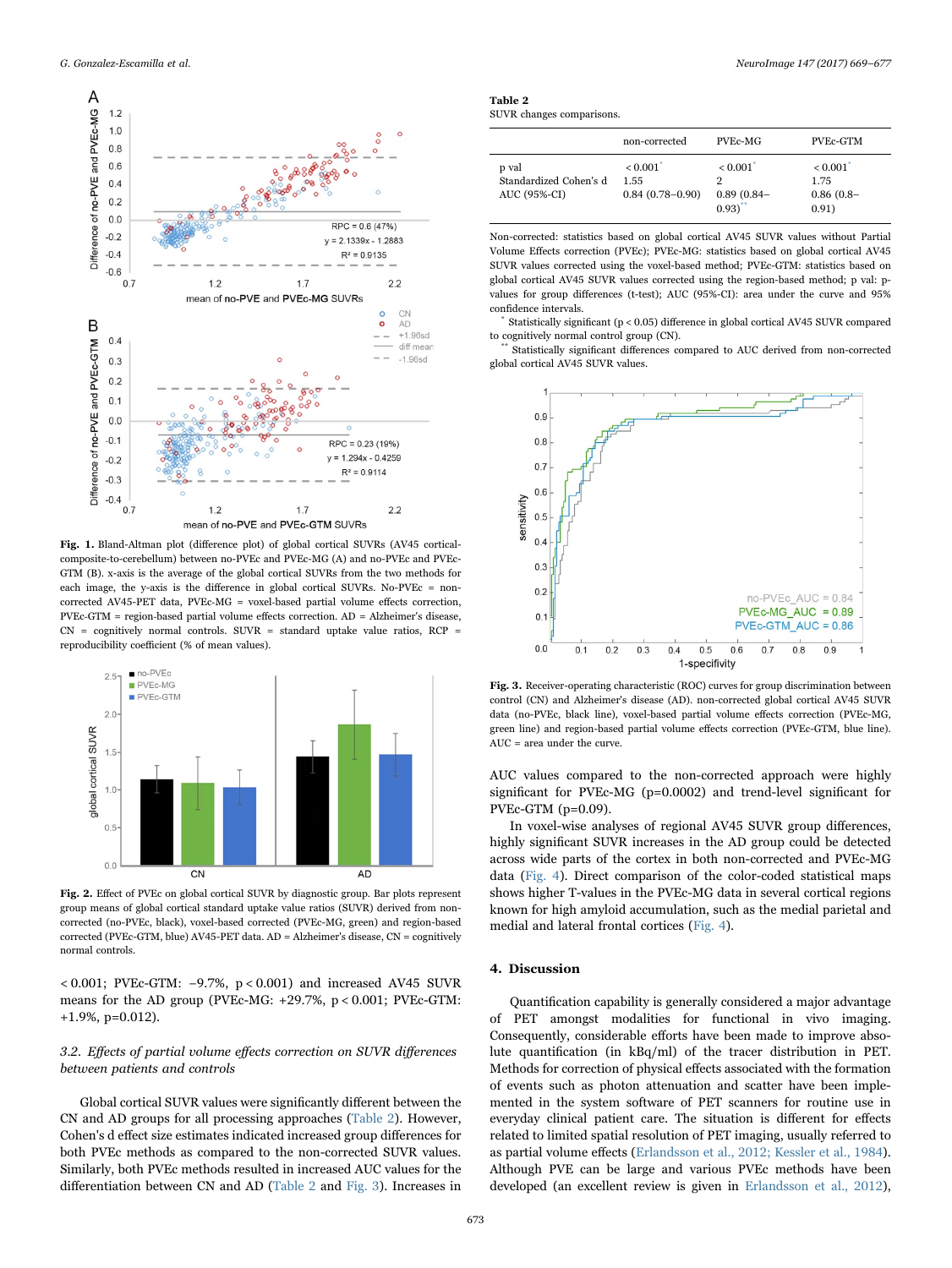Fig. 1. Bland-Altman plot (difference plot) of global cortical SUVRs (AV45 cortical-composite-to-cerebellum) between no-PVEc and PVEc-MG (A) and no-PVEc and PVEc-GTM (B). x-axis is the average of the global cortical SUVRs from the two methods for each image, the y-axis is the difference in global cortical SUVRs. No-PVEc = non-corrected AV45-PET data, PVEc-MG = voxel-based partial volume effects correction, PVEc-GTM = region-based partial volume effects correction. AD = Alzheimer's disease, CN = cognitively normal controls. SUVR = standard uptake value ratios, RCP = reproducibility coefficient (% of mean values).

Fig. 2. Effect of PVEc on global cortical SUVR by diagnostic group. Bar plots represent group means of global cortical standard uptake value ratios (SUVR) derived from non-corrected (no-PVEc, black), voxel-based corrected (PVEc-MG, green) and region-based corrected (PVEc-GTM, blue) AV45-PET data. AD = Alzheimer's disease, CN = cognitively normal controls.

< 0.001; PVEc-GTM: −9.7%, p < 0.001) and increased AV45 SUVR means for the AD group (PVEc-MG: +29.7%, p < 0.001; PVEc-GTM: +1.9%, p=0.012).

### 3.2. Effects of partial volume effects correction on SUVR differences between patients and controls

Global cortical SUVR values were significantly different between the CN and AD groups for all processing approaches (Table 2). However, Cohen's d effect size estimates indicated increased group differences for both PVEc methods as compared to the non-corrected SUVR values. Similarly, both PVEc methods resulted in increased AUC values for the differentiation between CN and AD (Table 2 and Fig. 3). Increases in AUC values compared to the non-corrected approach were highly significant for PVEc-MG (p=0.0002) and trend-level significant for PVEc-GTM (p=0.09).

In voxel-wise analyses of regional AV45 SUVR group differences, highly significant SUVR increases in the AD group could be detected across wide parts of the cortex in both non-corrected and PVEc-MG data (Fig. 4). Direct comparison of the color-coded statistical maps shows higher T-values in the PVEc-MG data in several cortical regions known for high amyloid accumulation, such as the medial parietal and medial and lateral frontal cortices (Fig. 4).

**Table 2**
SUVR changes comparisons.

| | non-corrected | PVEc-MG | PVEc-GTM |
|---|---|---|---|
| p val | < 0.001* | < 0.001* | < 0.001* |
| Standardized Cohen's d | 1.55 | 2 | 1.75 |
| AUC (95%-CI) | 0.84 (0.78–0.90) | 0.89 (0.84–0.93)** | 0.86 (0.8–0.91) |

Non-corrected: statistics based on global cortical AV45 SUVR values without Partial Volume Effects correction (PVEc); PVEc-MG: statistics based on global cortical AV45 SUVR values corrected using the voxel-based method; PVEc-GTM: statistics based on global cortical AV45 SUVR values corrected using the region-based method; p val: p-values for group differences (t-test); AUC (95%-CI): area under the curve and 95% confidence intervals.

\* Statistically significant (p < 0.05) difference in global cortical AV45 SUVR compared to cognitively normal control group (CN).

\*\* Statistically significant differences compared to AUC derived from non-corrected global cortical AV45 SUVR values.

Fig. 3. Receiver-operating characteristic (ROC) curves for group discrimination between control (CN) and Alzheimer's disease (AD). non-corrected global cortical AV45 SUVR data (no-PVEc, black line), voxel-based partial volume effects correction (PVEc-MG, green line) and region-based partial volume effects correction (PVEc-GTM, blue line). AUC = area under the curve.

## 4. Discussion

Quantification capability is generally considered a major advantage of PET amongst modalities for functional in vivo imaging. Consequently, considerable efforts have been made to improve absolute quantification (in kBq/ml) of the tracer distribution in PET. Methods for correction of physical effects associated with the formation of events such as photon attenuation and scatter have been implemented in the system software of PET scanners for routine use in everyday clinical patient care. The situation is different for effects related to limited spatial resolution of PET imaging, usually referred to as partial volume effects (Erlandsson et al., 2012; Kessler et al., 1984). Although PVE can be large and various PVEc methods have been developed (an excellent review is given in Erlandsson et al., 2012),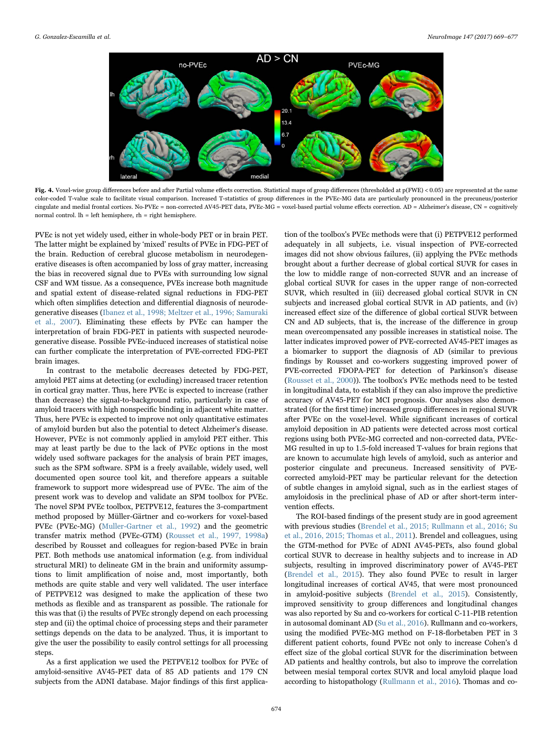**Fig. 4.** Voxel-wise group differences before and after Partial volume effects correction. Statistical maps of group differences (thresholded at p(FWE) < 0.05) are represented at the same color-coded T-value scale to facilitate visual comparison. Increased T-statistics of group differences in the PVEc-MG data are particularly pronounced in the precuneus/posterior cingulate and medial frontal cortices. No-PVEc = non-corrected AV45-PET data, PVEc-MG = voxel-based partial volume effects correction. AD = Alzheimer's disease, CN = cognitively normal control. lh = left hemisphere, rh = right hemisphere.

PVEc is not yet widely used, either in whole-body PET or in brain PET. The latter might be explained by 'mixed' results of PVEc in FDG-PET of the brain. Reduction of cerebral glucose metabolism in neurodegenerative diseases is often accompanied by loss of gray matter, increasing the bias in recovered signal due to PVEs with surrounding low signal CSF and WM tissue. As a consequence, PVEs increase both magnitude and spatial extent of disease-related signal reductions in FDG-PET which often simplifies detection and differential diagnosis of neurodegenerative diseases (Ibanez et al., 1998; Meltzer et al., 1996; Samuraki et al., 2007). Eliminating these effects by PVEc can hamper the interpretation of brain FDG-PET in patients with suspected neurodegenerative disease. Possible PVEc-induced increases of statistical noise can further complicate the interpretation of PVE-corrected FDG-PET brain images.

In contrast to the metabolic decreases detected by FDG-PET, amyloid PET aims at detecting (or excluding) increased tracer retention in cortical gray matter. Thus, here PVEc is expected to increase (rather than decrease) the signal-to-background ratio, particularly in case of amyloid tracers with high nonspecific binding in adjacent white matter. Thus, here PVEc is expected to improve not only quantitative estimates of amyloid burden but also the potential to detect Alzheimer's disease. However, PVEc is not commonly applied in amyloid PET either. This may at least partly be due to the lack of PVEc options in the most widely used software packages for the analysis of brain PET images, such as the SPM software. SPM is a freely available, widely used, well documented open source tool kit, and therefore appears a suitable framework to support more widespread use of PVEc. The aim of the present work was to develop and validate an SPM toolbox for PVEc. The novel SPM PVEc toolbox, PETPVE12, features the 3-compartment method proposed by Müller-Gärtner and co-workers for voxel-based PVEc (PVEc-MG) (Muller-Gartner et al., 1992) and the geometric transfer matrix method (PVEc-GTM) (Rousset et al., 1997, 1998a) described by Rousset and colleagues for region-based PVEc in brain PET. Both methods use anatomical information (e.g. from individual structural MRI) to delineate GM in the brain and uniformity assumptions to limit amplification of noise and, most importantly, both methods are quite stable and very well validated. The user interface of PETPVE12 was designed to make the application of these two methods as flexible and as transparent as possible. The rationale for this was that (i) the results of PVEc strongly depend on each processing step and (ii) the optimal choice of processing steps and their parameter settings depends on the data to be analyzed. Thus, it is important to give the user the possibility to easily control settings for all processing steps.

As a first application we used the PETPVE12 toolbox for PVEc of amyloid-sensitive AV45-PET data of 85 AD patients and 179 CN subjects from the ADNI database. Major findings of this first application of the toolbox's PVEc methods were that (i) PETPVE12 performed adequately in all subjects, i.e. visual inspection of PVE-corrected images did not show obvious failures, (ii) applying the PVEc methods brought about a further decrease of global cortical SUVR for cases in the low to middle range of non-corrected SUVR and an increase of global cortical SUVR for cases in the upper range of non-corrected SUVR, which resulted in (iii) decreased global cortical SUVR in CN subjects and increased global cortical SUVR in AD patients, and (iv) increased effect size of the difference of global cortical SUVR between CN and AD subjects, that is, the increase of the difference in group mean overcompensated any possible increases in statistical noise. The latter indicates improved power of PVE-corrected AV45-PET images as a biomarker to support the diagnosis of AD (similar to previous findings by Rousset and co-workers suggesting improved power of PVE-corrected FDOPA-PET for detection of Parkinson's disease (Rousset et al., 2000)). The toolbox's PVEc methods need to be tested in longitudinal data, to establish if they can also improve the predictive accuracy of AV45-PET for MCI prognosis. Our analyses also demonstrated (for the first time) increased group differences in regional SUVR after PVEc on the voxel-level. While significant increases of cortical amyloid deposition in AD patients were detected across most cortical regions using both PVEc-MG corrected and non-corrected data, PVEc-MG resulted in up to 1.5-fold increased T-values for brain regions that are known to accumulate high levels of amyloid, such as anterior and posterior cingulate and precuneus. Increased sensitivity of PVE-corrected amyloid-PET may be particular relevant for the detection of subtle changes in amyloid signal, such as in the earliest stages of amyloidosis in the preclinical phase of AD or after short-term intervention effects.

The ROI-based findings of the present study are in good agreement with previous studies (Brendel et al., 2015; Rullmann et al., 2016; Su et al., 2016, 2015; Thomas et al., 2011). Brendel and colleagues, using the GTM-method for PVEc of ADNI AV45-PETs, also found global cortical SUVR to decrease in healthy subjects and to increase in AD subjects, resulting in improved discriminatory power of AV45-PET (Brendel et al., 2015). They also found PVEc to result in larger longitudinal increases of cortical AV45, that were most pronounced in amyloid-positive subjects (Brendel et al., 2015). Consistently, improved sensitivity to group differences and longitudinal changes was also reported by Su and co-workers for cortical C-11-PIB retention in autosomal dominant AD (Su et al., 2016). Rullmann and co-workers, using the modified PVEc-MG method on F-18-florbetaben PET in 3 different patient cohorts, found PVEc not only to increase Cohen's d effect size of the global cortical SUVR for the discrimination between AD patients and healthy controls, but also to improve the correlation between mesial temporal cortex SUVR and local amyloid plaque load according to histopathology (Rullmann et al., 2016). Thomas and co-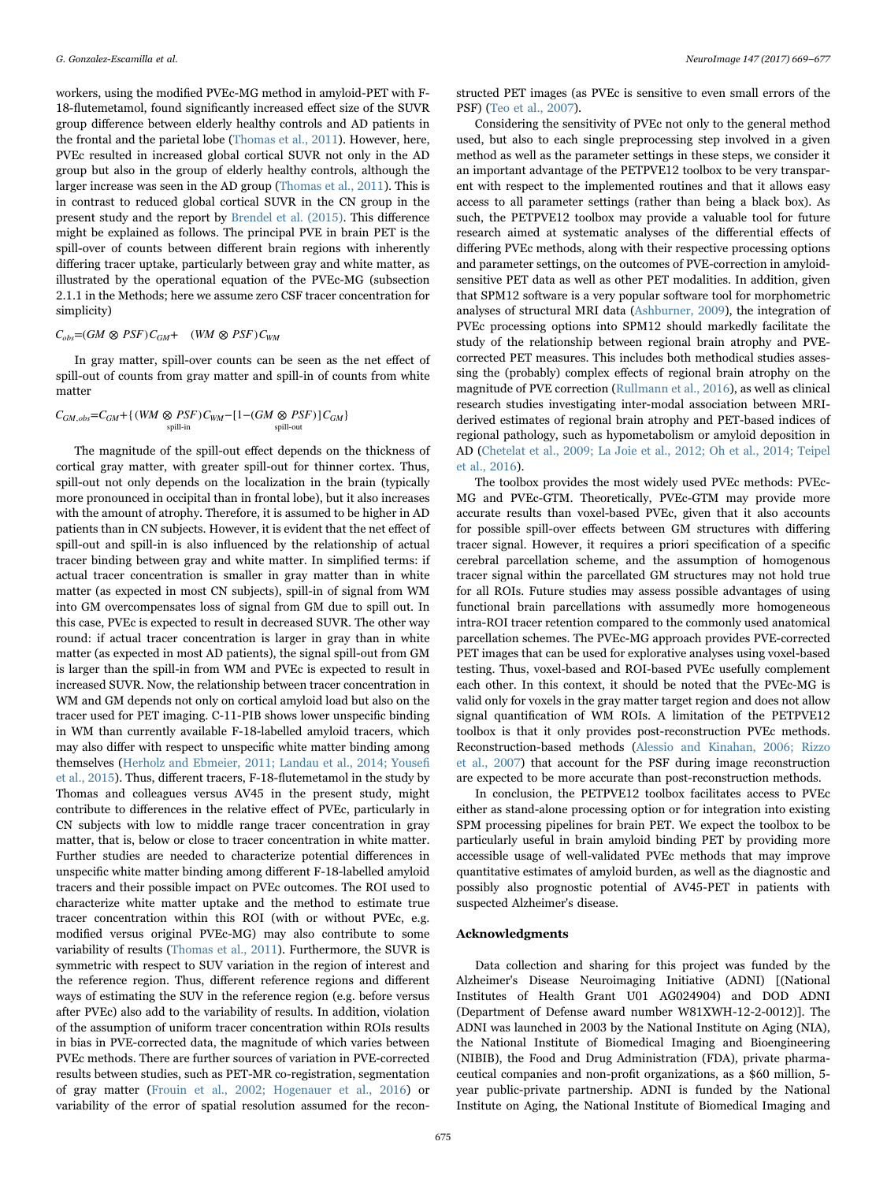workers, using the modified PVEc-MG method in amyloid-PET with F-18-flutemetamol, found significantly increased effect size of the SUVR group difference between elderly healthy controls and AD patients in the frontal and the parietal lobe (Thomas et al., 2011). However, here, PVEc resulted in increased global cortical SUVR not only in the AD group but also in the group of elderly healthy controls, although the larger increase was seen in the AD group (Thomas et al., 2011). This is in contrast to reduced global cortical SUVR in the CN group in the present study and the report by Brendel et al. (2015). This difference might be explained as follows. The principal PVE in brain PET is the spill-over of counts between different brain regions with inherently differing tracer uptake, particularly between gray and white matter, as illustrated by the operational equation of the PVEc-MG (subsection 2.1.1 in the Methods; here we assume zero CSF tracer concentration for simplicity)

$$C_{obs}=(GM \otimes PSF)C_{GM}+ \quad (WM \otimes PSF)C_{WM}$$

In gray matter, spill-over counts can be seen as the net effect of spill-out of counts from gray matter and spill-in of counts from white matter

$$C_{GM,obs}=C_{GM}+\{\underbrace{(WM \otimes PSF)}_{\text{spill-in}}C_{WM}-[1-\underbrace{(GM \otimes PSF)}_{\text{spill-out}}]C_{GM}\}$$

The magnitude of the spill-out effect depends on the thickness of cortical gray matter, with greater spill-out for thinner cortex. Thus, spill-out not only depends on the localization in the brain (typically more pronounced in occipital than in frontal lobe), but it also increases with the amount of atrophy. Therefore, it is assumed to be higher in AD patients than in CN subjects. However, it is evident that the net effect of spill-out and spill-in is also influenced by the relationship of actual tracer binding between gray and white matter. In simplified terms: if actual tracer concentration is smaller in gray matter than in white matter (as expected in most CN subjects), spill-in of signal from WM into GM overcompensates loss of signal from GM due to spill out. In this case, PVEc is expected to result in decreased SUVR. The other way round: if actual tracer concentration is larger in gray than in white matter (as expected in most AD patients), the signal spill-out from GM is larger than the spill-in from WM and PVEc is expected to result in increased SUVR. Now, the relationship between tracer concentration in WM and GM depends not only on cortical amyloid load but also on the tracer used for PET imaging. C-11-PIB shows lower unspecific binding in WM than currently available F-18-labelled amyloid tracers, which may also differ with respect to unspecific white matter binding among themselves (Herholz and Ebmeier, 2011; Landau et al., 2014; Yousefi et al., 2015). Thus, different tracers, F-18-flutemetamol in the study by Thomas and colleagues versus AV45 in the present study, might contribute to differences in the relative effect of PVEc, particularly in CN subjects with low to middle range tracer concentration in gray matter, that is, below or close to tracer concentration in white matter. Further studies are needed to characterize potential differences in unspecific white matter binding among different F-18-labelled amyloid tracers and their possible impact on PVEc outcomes. The ROI used to characterize white matter uptake and the method to estimate true tracer concentration within this ROI (with or without PVEc, e.g. modified versus original PVEc-MG) may also contribute to some variability of results (Thomas et al., 2011). Furthermore, the SUVR is symmetric with respect to SUV variation in the region of interest and the reference region. Thus, different reference regions and different ways of estimating the SUV in the reference region (e.g. before versus after PVEc) also add to the variability of results. In addition, violation of the assumption of uniform tracer concentration within ROIs results in bias in PVE-corrected data, the magnitude of which varies between PVEc methods. There are further sources of variation in PVE-corrected results between studies, such as PET-MR co-registration, segmentation of gray matter (Frouin et al., 2002; Hogenauer et al., 2016) or variability of the error of spatial resolution assumed for the reconstructed PET images (as PVEc is sensitive to even small errors of the PSF) (Teo et al., 2007).

Considering the sensitivity of PVEc not only to the general method used, but also to each single preprocessing step involved in a given method as well as the parameter settings in these steps, we consider it an important advantage of the PETPVE12 toolbox to be very transparent with respect to the implemented routines and that it allows easy access to all parameter settings (rather than being a black box). As such, the PETPVE12 toolbox may provide a valuable tool for future research aimed at systematic analyses of the differential effects of differing PVEc methods, along with their respective processing options and parameter settings, on the outcomes of PVE-correction in amyloid-sensitive PET data as well as other PET modalities. In addition, given that SPM12 software is a very popular software tool for morphometric analyses of structural MRI data (Ashburner, 2009), the integration of PVEc processing options into SPM12 should markedly facilitate the study of the relationship between regional brain atrophy and PVE-corrected PET measures. This includes both methodical studies assessing the (probably) complex effects of regional brain atrophy on the magnitude of PVE correction (Rullmann et al., 2016), as well as clinical research studies investigating inter-modal association between MRI-derived estimates of regional brain atrophy and PET-based indices of regional pathology, such as hypometabolism or amyloid deposition in AD (Chetelat et al., 2009; La Joie et al., 2012; Oh et al., 2014; Teipel et al., 2016).

The toolbox provides the most widely used PVEc methods: PVEc-MG and PVEc-GTM. Theoretically, PVEc-GTM may provide more accurate results than voxel-based PVEc, given that it also accounts for possible spill-over effects between GM structures with differing tracer signal. However, it requires a priori specification of a specific cerebral parcellation scheme, and the assumption of homogenous tracer signal within the parcellated GM structures may not hold true for all ROIs. Future studies may assess possible advantages of using functional brain parcellations with assumedly more homogeneous intra-ROI tracer retention compared to the commonly used anatomical parcellation schemes. The PVEc-MG approach provides PVE-corrected PET images that can be used for explorative analyses using voxel-based testing. Thus, voxel-based and ROI-based PVEc usefully complement each other. In this context, it should be noted that the PVEc-MG is valid only for voxels in the gray matter target region and does not allow signal quantification of WM ROIs. A limitation of the PETPVE12 toolbox is that it only provides post-reconstruction PVEc methods. Reconstruction-based methods (Alessio and Kinahan, 2006; Rizzo et al., 2007) that account for the PSF during image reconstruction are expected to be more accurate than post-reconstruction methods.

In conclusion, the PETPVE12 toolbox facilitates access to PVEc either as stand-alone processing option or for integration into existing SPM processing pipelines for brain PET. We expect the toolbox to be particularly useful in brain amyloid binding PET by providing more accessible usage of well-validated PVEc methods that may improve quantitative estimates of amyloid burden, as well as the diagnostic and possibly also prognostic potential of AV45-PET in patients with suspected Alzheimer's disease.

## Acknowledgments

Data collection and sharing for this project was funded by the Alzheimer's Disease Neuroimaging Initiative (ADNI) [(National Institutes of Health Grant U01 AG024904) and DOD ADNI (Department of Defense award number W81XWH-12-2-0012)]. The ADNI was launched in 2003 by the National Institute on Aging (NIA), the National Institute of Biomedical Imaging and Bioengineering (NIBIB), the Food and Drug Administration (FDA), private pharmaceutical companies and non-profit organizations, as a \$60 million, 5-year public-private partnership. ADNI is funded by the National Institute on Aging, the National Institute of Biomedical Imaging and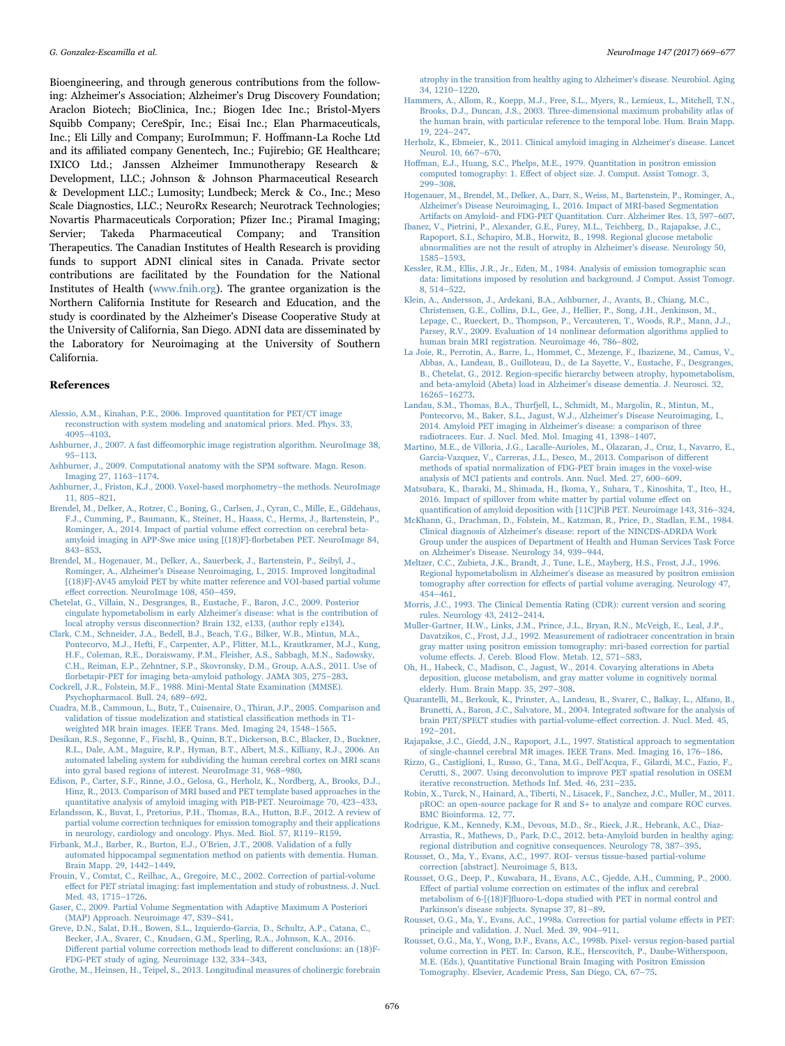Bioengineering, and through generous contributions from the following: Alzheimer's Association; Alzheimer's Drug Discovery Foundation; Araclon Biotech; BioClinica, Inc.; Biogen Idec Inc.; Bristol-Myers Squibb Company; CereSpir, Inc.; Eisai Inc.; Elan Pharmaceuticals, Inc.; Eli Lilly and Company; EuroImmun; F. Hoffmann-La Roche Ltd and its affiliated company Genentech, Inc.; Fujirebio; GE Healthcare; IXICO Ltd.; Janssen Alzheimer Immunotherapy Research & Development, LLC.; Johnson & Johnson Pharmaceutical Research & Development LLC.; Lumosity; Lundbeck; Merck & Co., Inc.; Meso Scale Diagnostics, LLC.; NeuroRx Research; Neurotrack Technologies; Novartis Pharmaceuticals Corporation; Pfizer Inc.; Piramal Imaging; Servier; Takeda Pharmaceutical Company; and Transition Therapeutics. The Canadian Institutes of Health Research is providing funds to support ADNI clinical sites in Canada. Private sector contributions are facilitated by the Foundation for the National Institutes of Health (www.fnih.org). The grantee organization is the Northern California Institute for Research and Education, and the study is coordinated by the Alzheimer's Disease Cooperative Study at the University of California, San Diego. ADNI data are disseminated by the Laboratory for Neuroimaging at the University of Southern California.

## References

Alessio, A.M., Kinahan, P.E., 2006. Improved quantitation for PET/CT image reconstruction with system modeling and anatomical priors. Med. Phys. 33, 4095–4103.

Ashburner, J., 2007. A fast diffeomorphic image registration algorithm. NeuroImage 38, 95–113.

Ashburner, J., 2009. Computational anatomy with the SPM software. Magn. Reson. Imaging 27, 1163–1174.

Ashburner, J., Friston, K.J., 2000. Voxel-based morphometry–the methods. NeuroImage 11, 805–821.

Brendel, M., Delker, A., Rotzer, C., Boning, G., Carlsen, J., Cyran, C., Mille, E., Gildehaus, F.J., Cumming, P., Baumann, K., Steiner, H., Haass, C., Herms, J., Bartenstein, P., Rominger, A., 2014. Impact of partial volume effect correction on cerebral beta-amyloid imaging in APP-Swe mice using [(18)F]-florbetaben PET. NeuroImage 84, 843–853.

Brendel, M., Hogenauer, M., Delker, A., Sauerbeck, J., Bartenstein, P., Seibyl, J., Rominger, A., Alzheimer's Disease Neuroimaging, I., 2015. Improved longitudinal [(18)F]-AV45 amyloid PET by white matter reference and VOI-based partial volume effect correction. NeuroImage 108, 450–459.

Chetelat, G., Villain, N., Desgranges, B., Eustache, F., Baron, J.C., 2009. Posterior cingulate hypometabolism in early Alzheimer's disease: what is the contribution of local atrophy versus disconnection? Brain 132, e133, (author reply e134).

Clark, C.M., Schneider, J.A., Bedell, B.J., Beach, T.G., Bilker, W.B., Mintun, M.A., Pontecorvo, M.J., Hefti, F., Carpenter, A.P., Flitter, M.L., Krautkramer, M.J., Kung, H.F., Coleman, R.E., Doraiswamy, P.M., Fleisher, A.S., Sabbagh, M.N., Sadowsky, C.H., Reiman, E.P., Zehntner, S.P., Skovronsky, D.M., Group, A.A.S., 2011. Use of florbetapir-PET for imaging beta-amyloid pathology. JAMA 305, 275–283.

Cockrell, J.R., Folstein, M.F., 1988. Mini-Mental State Examination (MMSE). Psychopharmacol. Bull. 24, 689–692.

Cuadra, M.B., Cammoun, L., Butz, T., Cuisenaire, O., Thiran, J.P., 2005. Comparison and validation of tissue modelization and statistical classification methods in T1-weighted MR brain images. IEEE Trans. Med. Imaging 24, 1548–1565.

Desikan, R.S., Segonne, F., Fischl, B., Quinn, B.T., Dickerson, B.C., Blacker, D., Buckner, R.L., Dale, A.M., Maguire, R.P., Hyman, B.T., Albert, M.S., Killiany, R.J., 2006. An automated labeling system for subdividing the human cerebral cortex on MRI scans into gyral based regions of interest. NeuroImage 31, 968–980.

Edison, P., Carter, S.F., Rinne, J.O., Gelosa, G., Herholz, K., Nordberg, A., Brooks, D.J., Hinz, R., 2013. Comparison of MRI based and PET template based approaches in the quantitative analysis of amyloid imaging with PIB-PET. Neuroimage 70, 423–433.

Erlandsson, K., Buvat, I., Pretorius, P.H., Thomas, B.A., Hutton, B.F., 2012. A review of partial volume correction techniques for emission tomography and their applications in neurology, cardiology and oncology. Phys. Med. Biol. 57, R119–R159.

Firbank, M.J., Barber, R., Burton, E.J., O'Brien, J.T., 2008. Validation of a fully automated hippocampal segmentation method on patients with dementia. Human. Brain Mapp. 29, 1442–1449.

Frouin, V., Comtat, C., Reilhac, A., Gregoire, M.C., 2002. Correction of partial-volume effect for PET striatal imaging: fast implementation and study of robustness. J. Nucl. Med. 43, 1715–1726.

Gaser, C., 2009. Partial Volume Segmentation with Adaptive Maximum A Posteriori (MAP) Approach. Neuroimage 47, S39–S41.

Greve, D.N., Salat, D.H., Bowen, S.L., Izquierdo-Garcia, D., Schultz, A.P., Catana, C., Becker, J.A., Svarer, C., Knudsen, G.M., Sperling, R.A., Johnson, K.A., 2016. Different partial volume correction methods lead to different conclusions: an (18)F-FDG-PET study of aging. Neuroimage 132, 334–343.

Grothe, M., Heinsen, H., Teipel, S., 2013. Longitudinal measures of cholinergic forebrain atrophy in the transition from healthy aging to Alzheimer's disease. Neurobiol. Aging 34, 1210–1220.

Hammers, A., Allom, R., Koepp, M.J., Free, S.L., Myers, R., Lemieux, L., Mitchell, T.N., Brooks, D.J., Duncan, J.S., 2003. Three-dimensional maximum probability atlas of the human brain, with particular reference to the temporal lobe. Hum. Brain Mapp. 19, 224–247.

Herholz, K., Ebmeier, K., 2011. Clinical amyloid imaging in Alzheimer's disease. Lancet Neurol. 10, 667–670.

Hoffman, E.J., Huang, S.C., Phelps, M.E., 1979. Quantitation in positron emission computed tomography: 1. Effect of object size. J. Comput. Assist Tomogr. 3, 299–308.

Hogenauer, M., Brendel, M., Delker, A., Darr, S., Weiss, M., Bartenstein, P., Rominger, A., Alzheimer's Disease Neuroimaging, I., 2016. Impact of MRI-based Segmentation Artifacts on Amyloid- and FDG-PET Quantitation. Curr. Alzheimer Res. 13, 597–607.

Ibanez, V., Pietrini, P., Alexander, G.E., Furey, M.L., Teichberg, D., Rajapakse, J.C., Rapoport, S.I., Schapiro, M.B., Horwitz, B., 1998. Regional glucose metabolic abnormalities are not the result of atrophy in Alzheimer's disease. Neurology 50, 1585–1593.

Kessler, R.M., Ellis, J.R., Jr., Eden, M., 1984. Analysis of emission tomographic scan data: limitations imposed by resolution and background. J Comput. Assist Tomogr. 8, 514–522.

Klein, A., Andersson, J., Ardekani, B.A., Ashburner, J., Avants, B., Chiang, M.C., Christensen, G.E., Collins, D.L., Gee, J., Hellier, P., Song, J.H., Jenkinson, M., Lepage, C., Rueckert, D., Thompson, P., Vercauteren, T., Woods, R.P., Mann, J.J., Parsey, R.V., 2009. Evaluation of 14 nonlinear deformation algorithms applied to human brain MRI registration. Neuroimage 46, 786–802.

La Joie, R., Perrotin, A., Barre, L., Hommet, C., Mezenge, F., Ibazizene, M., Camus, V., Abbas, A., Landeau, B., Guilloteau, D., de La Sayette, V., Eustache, F., Desgranges, B., Chetelat, G., 2012. Region-specific hierarchy between atrophy, hypometabolism, and beta-amyloid (Abeta) load in Alzheimer's disease dementia. J. Neurosci. 32, 16265–16273.

Landau, S.M., Thomas, B.A., Thurfjell, L., Schmidt, M., Margolin, R., Mintun, M., Pontecorvo, M., Baker, S.L., Jagust, W.J., Alzheimer's Disease Neuroimaging, I., 2014. Amyloid PET imaging in Alzheimer's disease: a comparison of three radiotracers. Eur. J. Nucl. Med. Mol. Imaging 41, 1398–1407.

Martino, M.E., de Villoria, J.G., Lacalle-Aurioles, M., Olazaran, J., Cruz, I., Navarro, E., Garcia-Vazquez, V., Carreras, J.L., Desco, M., 2013. Comparison of different methods of spatial normalization of FDG-PET brain images in the voxel-wise analysis of MCI patients and controls. Ann. Nucl. Med. 27, 600–609.

Matsubara, K., Ibaraki, M., Shimada, H., Ikoma, Y., Suhara, T., Kinoshita, T., Itco, H., 2016. Impact of spillover from white matter by partial volume effect on quantification of amyloid deposition with [11C]PiB PET. Neuroimage 143, 316–324.

McKhann, G., Drachman, D., Folstein, M., Katzman, R., Price, D., Stadlan, E.M., 1984. Clinical diagnosis of Alzheimer's disease: report of the NINCDS-ADRDA Work Group under the auspices of Department of Health and Human Services Task Force on Alzheimer's Disease. Neurology 34, 939–944.

Meltzer, C.C., Zubieta, J.K., Brandt, J., Tune, L.E., Mayberg, H.S., Frost, J.J., 1996. Regional hypometabolism in Alzheimer's disease as measured by positron emission tomography after correction for effects of partial volume averaging. Neurology 47, 454–461.

Morris, J.C., 1993. The Clinical Dementia Rating (CDR): current version and scoring rules. Neurology 43, 2412–2414.

Muller-Gartner, H.W., Links, J.M., Prince, J.L., Bryan, R.N., McVeigh, E., Leal, J.P., Davatzikos, C., Frost, J.J., 1992. Measurement of radiotracer concentration in brain gray matter using positron emission tomography: mri-based correction for partial volume effects. J. Cereb. Blood Flow. Metab. 12, 571–583.

Oh, H., Habeck, C., Madison, C., Jagust, W., 2014. Covarying alterations in Abeta deposition, glucose metabolism, and gray matter volume in cognitively normal elderly. Hum. Brain Mapp. 35, 297–308.

Quarantelli, M., Berkouk, K., Prinster, A., Landeau, B., Svarer, C., Balkay, L., Alfano, B., Brunetti, A., Baron, J.C., Salvatore, M., 2004. Integrated software for the analysis of brain PET/SPECT studies with partial-volume-effect correction. J. Nucl. Med. 45, 192–201.

Rajapakse, J.C., Giedd, J.N., Rapoport, J.L., 1997. Statistical approach to segmentation of single-channel cerebral MR images. IEEE Trans. Med. Imaging 16, 176–186.

Rizzo, G., Castiglioni, I., Russo, G., Tana, M.G., Dell'Acqua, F., Gilardi, M.C., Fazio, F., Cerutti, S., 2007. Using deconvolution to improve PET spatial resolution in OSEM iterative reconstruction. Methods Inf. Med. 46, 231–235.

Robin, X., Turck, N., Hainard, A., Tiberti, N., Lisacek, F., Sanchez, J.C., Muller, M., 2011. pROC: an open-source package for R and S+ to analyze and compare ROC curves. BMC Bioinforma. 12, 77.

Rodrigue, K.M., Kennedy, K.M., Devous, M.D., Sr., Rieck, J.R., Hebrank, A.C., Diaz-Arrastia, R., Mathews, D., Park, D.C., 2012. beta-Amyloid burden in healthy aging: regional distribution and cognitive consequences. Neurology 78, 387–395.

Rousset, O., Ma, Y., Evans, A.C., 1997. ROI- versus tissue-based partial-volume correction [abstract]. Neuroimage 5, B13.

Rousset, O.G., Deep, P., Kuwabara, H., Evans, A.C., Gjedde, A.H., Cumming, P., 2000. Effect of partial volume correction on estimates of the influx and cerebral metabolism of 6-[(18)F]fluoro-L-dopa studied with PET in normal control and Parkinson's disease subjects. Synapse 37, 81–89.

Rousset, O.G., Ma, Y., Evans, A.C., 1998a. Correction for partial volume effects in PET: principle and validation. J. Nucl. Med. 39, 904–911.

Rousset, O.G., Ma, Y., Wong, D.F., Evans, A.C., 1998b. Pixel- versus region-based partial volume correction in PET. In: Carson, R.E., Herscovitch, P., Daube-Witherspoon, M.E. (Eds.), Quantitative Functional Brain Imaging with Positron Emission Tomography. Elsevier, Academic Press, San Diego, CA, 67–75.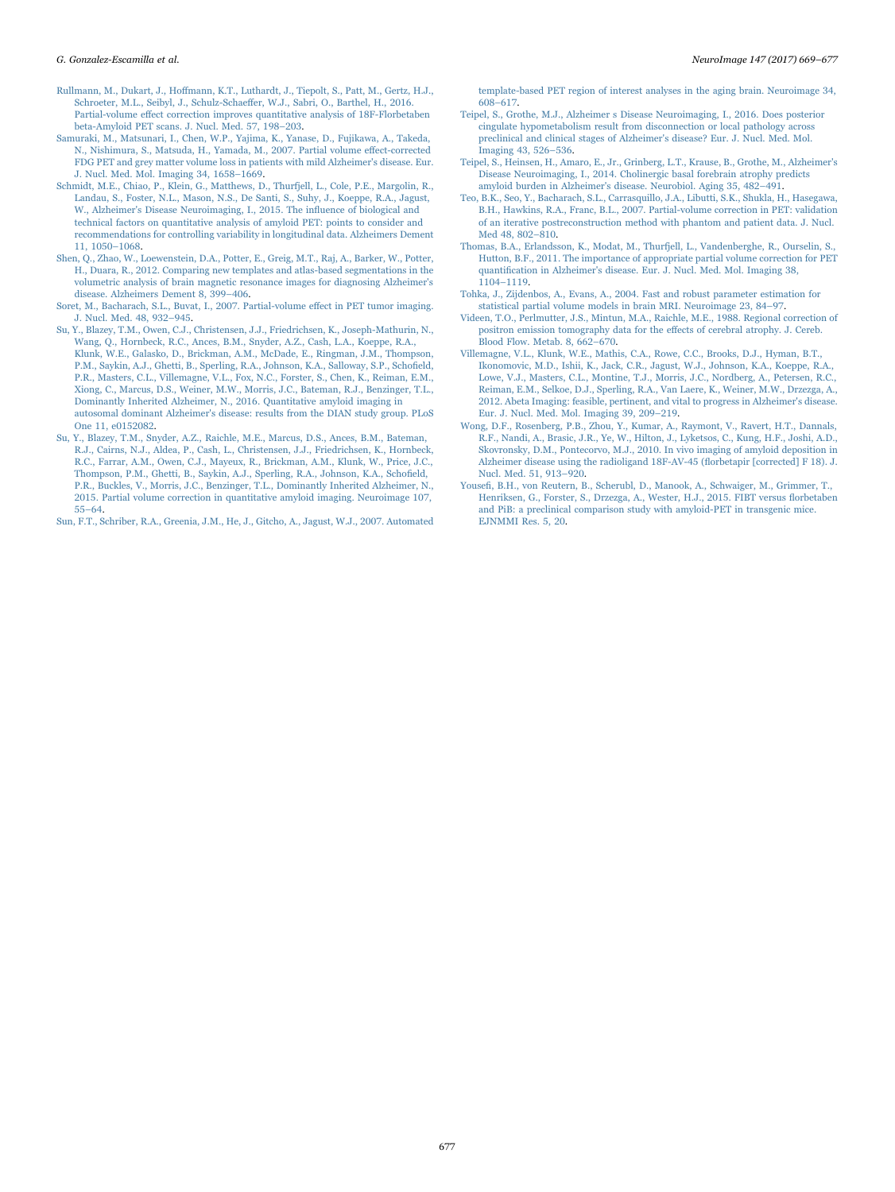Rullmann, M., Dukart, J., Hoffmann, K.T., Luthardt, J., Tiepolt, S., Patt, M., Gertz, H.J., Schroeter, M.L., Seibyl, J., Schulz-Schaeffer, W.J., Sabri, O., Barthel, H., 2016. Partial-volume effect correction improves quantitative analysis of 18F-Florbetaben beta-Amyloid PET scans. J. Nucl. Med. 57, 198–203.

Samuraki, M., Matsunari, I., Chen, W.P., Yajima, K., Yanase, D., Fujikawa, A., Takeda, N., Nishimura, S., Matsuda, H., Yamada, M., 2007. Partial volume effect-corrected FDG PET and grey matter volume loss in patients with mild Alzheimer's disease. Eur. J. Nucl. Med. Mol. Imaging 34, 1658–1669.

Schmidt, M.E., Chiao, P., Klein, G., Matthews, D., Thurfjell, L., Cole, P.E., Margolin, R., Landau, S., Foster, N.L., Mason, N.S., De Santi, S., Suhy, J., Koeppe, R.A., Jagust, W., Alzheimer's Disease Neuroimaging, I., 2015. The influence of biological and technical factors on quantitative analysis of amyloid PET: points to consider and recommendations for controlling variability in longitudinal data. Alzheimers Dement 11, 1050–1068.

Shen, Q., Zhao, W., Loewenstein, D.A., Potter, E., Greig, M.T., Raj, A., Barker, W., Potter, H., Duara, R., 2012. Comparing new templates and atlas-based segmentations in the volumetric analysis of brain magnetic resonance images for diagnosing Alzheimer's disease. Alzheimers Dement 8, 399–406.

Soret, M., Bacharach, S.L., Buvat, I., 2007. Partial-volume effect in PET tumor imaging. J. Nucl. Med. 48, 932–945.

Su, Y., Blazey, T.M., Owen, C.J., Christensen, J.J., Friedrichsen, K., Joseph-Mathurin, N., Wang, Q., Hornbeck, R.C., Ances, B.M., Snyder, A.Z., Cash, L.A., Koeppe, R.A., Klunk, W.E., Galasko, D., Brickman, A.M., McDade, E., Ringman, J.M., Thompson, P.M., Saykin, A.J., Ghetti, B., Sperling, R.A., Johnson, K.A., Salloway, S.P., Schofield, P.R., Masters, C.L., Villemagne, V.L., Fox, N.C., Forster, S., Chen, K., Reiman, E.M., Xiong, C., Marcus, D.S., Weiner, M.W., Morris, J.C., Bateman, R.J., Benzinger, T.L., Dominantly Inherited Alzheimer, N., 2016. Quantitative amyloid imaging in autosomal dominant Alzheimer's disease: results from the DIAN study group. PLoS One 11, e0152082.

Su, Y., Blazey, T.M., Snyder, A.Z., Raichle, M.E., Marcus, D.S., Ances, B.M., Bateman, R.J., Cairns, N.J., Aldea, P., Cash, L., Christensen, J.J., Friedrichsen, K., Hornbeck, R.C., Farrar, A.M., Owen, C.J., Mayeux, R., Brickman, A.M., Klunk, W., Price, J.C., Thompson, P.M., Ghetti, B., Saykin, A.J., Sperling, R.A., Johnson, K.A., Schofield, P.R., Buckles, V., Morris, J.C., Benzinger, T.L., Dominantly Inherited Alzheimer, N., 2015. Partial volume correction in quantitative amyloid imaging. Neuroimage 107, 55–64.

Sun, F.T., Schriber, R.A., Greenia, J.M., He, J., Gitcho, A., Jagust, W.J., 2007. Automated template-based PET region of interest analyses in the aging brain. Neuroimage 34, 608–617.

Teipel, S., Grothe, M.J., Alzheimer s Disease Neuroimaging, I., 2016. Does posterior cingulate hypometabolism result from disconnection or local pathology across preclinical and clinical stages of Alzheimer's disease? Eur. J. Nucl. Med. Mol. Imaging 43, 526–536.

Teipel, S., Heinsen, H., Amaro, E., Jr., Grinberg, L.T., Krause, B., Grothe, M., Alzheimer's Disease Neuroimaging, I., 2014. Cholinergic basal forebrain atrophy predicts amyloid burden in Alzheimer's disease. Neurobiol. Aging 35, 482–491.

Teo, B.K., Seo, Y., Bacharach, S.L., Carrasquillo, J.A., Libutti, S.K., Shukla, H., Hasegawa, B.H., Hawkins, R.A., Franc, B.L., 2007. Partial-volume correction in PET: validation of an iterative postreconstruction method with phantom and patient data. J. Nucl. Med 48, 802–810.

Thomas, B.A., Erlandsson, K., Modat, M., Thurfjell, L., Vandenberghe, R., Ourselin, S., Hutton, B.F., 2011. The importance of appropriate partial volume correction for PET quantification in Alzheimer's disease. Eur. J. Nucl. Med. Mol. Imaging 38, 1104–1119.

Tohka, J., Zijdenbos, A., Evans, A., 2004. Fast and robust parameter estimation for statistical partial volume models in brain MRI. Neuroimage 23, 84–97.

Videen, T.O., Perlmutter, J.S., Mintun, M.A., Raichle, M.E., 1988. Regional correction of positron emission tomography data for the effects of cerebral atrophy. J. Cereb. Blood Flow. Metab. 8, 662–670.

Villemagne, V.L., Klunk, W.E., Mathis, C.A., Rowe, C.C., Brooks, D.J., Hyman, B.T., Ikonomovic, M.D., Ishii, K., Jack, C.R., Jagust, W.J., Johnson, K.A., Koeppe, R.A., Lowe, V.J., Masters, C.L., Montine, T.J., Morris, J.C., Nordberg, A., Petersen, R.C., Reiman, E.M., Selkoe, D.J., Sperling, R.A., Van Laere, K., Weiner, M.W., Drzezga, A., 2012. Abeta Imaging: feasible, pertinent, and vital to progress in Alzheimer's disease. Eur. J. Nucl. Med. Mol. Imaging 39, 209–219.

Wong, D.F., Rosenberg, P.B., Zhou, Y., Kumar, A., Raymont, V., Ravert, H.T., Dannals, R.F., Nandi, A., Brasic, J.R., Ye, W., Hilton, J., Lyketsos, C., Kung, H.F., Joshi, A.D., Skovronsky, D.M., Pontecorvo, M.J., 2010. In vivo imaging of amyloid deposition in Alzheimer disease using the radioligand 18F-AV-45 (florbetapir [corrected] F 18). J. Nucl. Med. 51, 913–920.

Yousefi, B.H., von Reutern, B., Scherubl, D., Manook, A., Schwaiger, M., Grimmer, T., Henriksen, G., Forster, S., Drzezga, A., Wester, H.J., 2015. FIBT versus florbetaben and PiB: a preclinical comparison study with amyloid-PET in transgenic mice. EJNMMI Res. 5, 20.